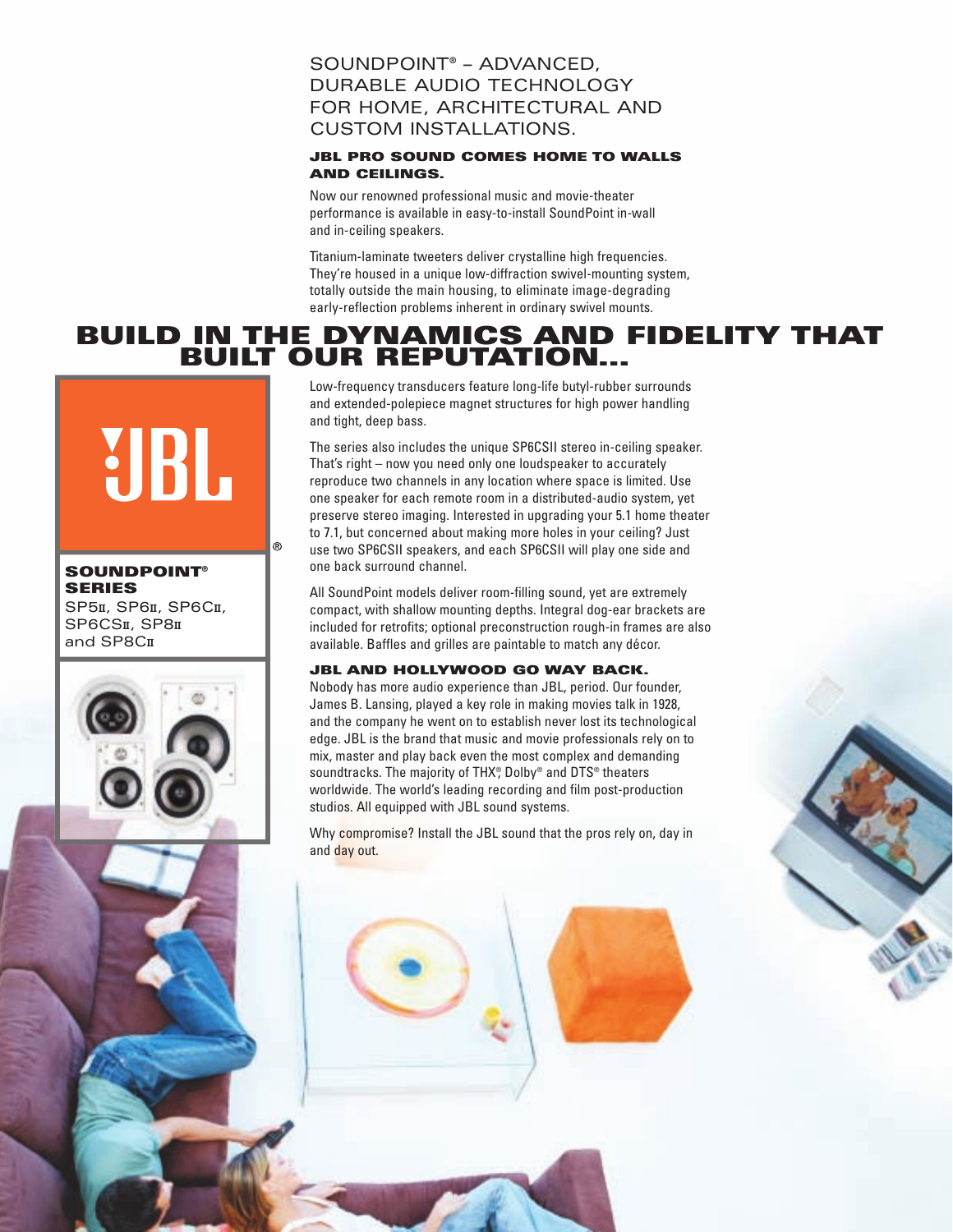# SOUNDPOINT® – ADVANCED, DURABLE AUDIO TECHNOLOGY FOR HOME, ARCHITECTURAL AND CUSTOM INSTALLATIONS.

### JBL PRO SOUND COMES HOME TO WALLS AND CEILINGS.

Now our renowned professional music and movie-theater performance is available in easy-to-install SoundPoint in-wall and in-ceiling speakers.

Titanium-laminate tweeters deliver crystalline high frequencies. They're housed in a unique low-diffraction swivel-mounting system, totally outside the main housing, to eliminate image-degrading early-reflection problems inherent in ordinary swivel mounts.

## BUILD IN THE DYNAMICS AND FIDELITY THAT BUILT OUR REPUTATION…

JBL®

**SOUNDPOINT® SERIES**
SP5II, SP6II, SP6CII, SP6CSII, SP8II and SP8CII

Low-frequency transducers feature long-life butyl-rubber surrounds and extended-polepiece magnet structures for high power handling and tight, deep bass.

The series also includes the unique SP6CSII stereo in-ceiling speaker. That's right – now you need only one loudspeaker to accurately reproduce two channels in any location where space is limited. Use one speaker for each remote room in a distributed-audio system, yet preserve stereo imaging. Interested in upgrading your 5.1 home theater to 7.1, but concerned about making more holes in your ceiling? Just use two SP6CSII speakers, and each SP6CSII will play one side and one back surround channel.

All SoundPoint models deliver room-filling sound, yet are extremely compact, with shallow mounting depths. Integral dog-ear brackets are included for retrofits; optional preconstruction rough-in frames are also available. Baffles and grilles are paintable to match any décor.

### JBL AND HOLLYWOOD GO WAY BACK.

Nobody has more audio experience than JBL, period. Our founder, James B. Lansing, played a key role in making movies talk in 1928, and the company he went on to establish never lost its technological edge. JBL is the brand that music and movie professionals rely on to mix, master and play back even the most complex and demanding soundtracks. The majority of THX®, Dolby® and DTS® theaters worldwide. The world's leading recording and film post-production studios. All equipped with JBL sound systems.

Why compromise? Install the JBL sound that the pros rely on, day in and day out.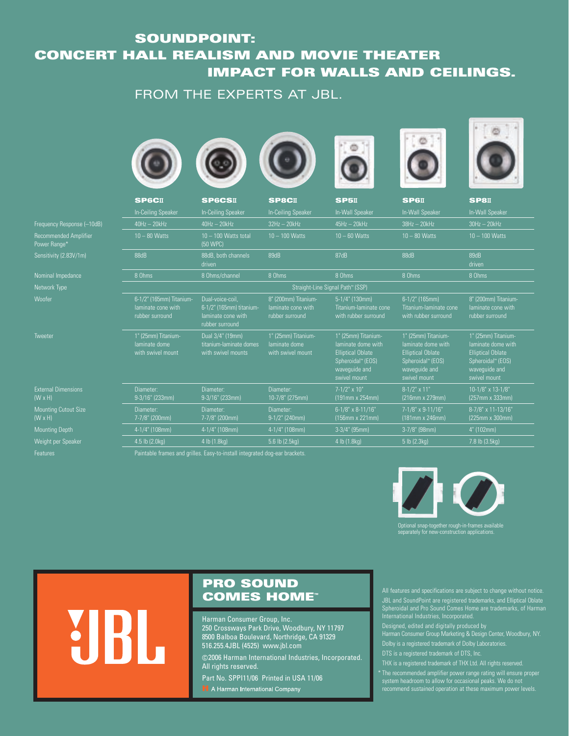# SOUNDPOINT: CONCERT HALL REALISM AND MOVIE THEATER IMPACT FOR WALLS AND CEILINGS.

## FROM THE EXPERTS AT JBL.

| | **SP6CII** | **SP6CSII** | **SP8CII** | **SP5II** | **SP6II** | **SP8II** |
|---|---|---|---|---|---|---|
| | In-Ceiling Speaker | In-Ceiling Speaker | In-Ceiling Speaker | In-Wall Speaker | In-Wall Speaker | In-Wall Speaker |
| Frequency Response (–10dB) | 40Hz – 20kHz | 40Hz – 20kHz | 32Hz – 20kHz | 45Hz – 20kHz | 38Hz – 20kHz | 30Hz – 20kHz |
| Recommended Amplifier Power Range* | 10 – 80 Watts | 10 – 100 Watts total (50 WPC) | 10 – 100 Watts | 10 – 60 Watts | 10 – 80 Watts | 10 – 100 Watts |
| Sensitivity (2.83V/1m) | 88dB | 88dB, both channels driven | 89dB | 87dB | 88dB | 89dB driven |
| Nominal Impedance | 8 Ohms | 8 Ohms/channel | 8 Ohms | 8 Ohms | 8 Ohms | 8 Ohms |
| Network Type | Straight-Line Signal Path™ (SSP) | | | | | |
| Woofer | 6-1/2" (165mm) Titanium-laminate cone with rubber surround | Dual-voice-coil, 6-1/2" (165mm) titanium-laminate cone with rubber surround | 8" (200mm) Titanium-laminate cone with rubber surround | 5-1/4" (130mm) Titanium-laminate cone with rubber surround | 6-1/2" (165mm) Titanium-laminate cone with rubber surround | 8" (200mm) Titanium-laminate cone with rubber surround |
| Tweeter | 1" (25mm) Titanium-laminate dome with swivel mount | Dual 3/4" (19mm) titanium-laminate domes with swivel mounts | 1" (25mm) Titanium-laminate dome with swivel mount | 1" (25mm) Titanium-laminate dome with Elliptical Oblate Spheroidal™ (EOS) waveguide and swivel mount | 1" (25mm) Titanium-laminate dome with Elliptical Oblate Spheroidal™ (EOS) waveguide and swivel mount | 1" (25mm) Titanium-laminate dome with Elliptical Oblate Spheroidal™ (EOS) waveguide and swivel mount |
| External Dimensions (W x H) | Diameter: 9-3/16" (233mm) | Diameter: 9-3/16" (233mm) | Diameter: 10-7/8" (275mm) | 7-1/2" x 10" (191mm x 254mm) | 8-1/2" x 11" (216mm x 279mm) | 10-1/8" x 13-1/8" (257mm x 333mm) |
| Mounting Cutout Size (W x H) | Diameter: 7-7/8" (200mm) | Diameter: 7-7/8" (200mm) | Diameter: 9-1/2" (240mm) | 6-1/8" x 8-11/16" (156mm x 221mm) | 7-1/8" x 9-11/16" (181mm x 246mm) | 8-7/8" x 11-13/16" (225mm x 300mm) |
| Mounting Depth | 4-1/4" (108mm) | 4-1/4" (108mm) | 4-1/4" (108mm) | 3-3/4" (95mm) | 3-7/8" (98mm) | 4" (102mm) |
| Weight per Speaker | 4.5 lb (2.0kg) | 4 lb (1.8kg) | 5.6 lb (2.5kg) | 4 lb (1.8kg) | 5 lb (2.3kg) | 7.8 lb (3.5kg) |
| Features | Paintable frames and grilles. Easy-to-install integrated dog-ear brackets. | | | | | |

Optional snap-together rough-in-frames available separately for new-construction applications.

## PRO SOUND COMES HOME™

Harman Consumer Group, Inc.
250 Crossways Park Drive, Woodbury, NY 11797
8500 Balboa Boulevard, Northridge, CA 91329
516.255.4JBL (4525) www.jbl.com

©2006 Harman International Industries, Incorporated. All rights reserved.

Part No. SPPI11/06 Printed in USA 11/06

A Harman International Company

All features and specifications are subject to change without notice.

JBL and SoundPoint are registered trademarks, and Elliptical Oblate Spheroidal and Pro Sound Comes Home are trademarks, of Harman International Industries, Incorporated.

Designed, edited and digitally produced by Harman Consumer Group Marketing & Design Center, Woodbury, NY.

Dolby is a registered trademark of Dolby Laboratories.

DTS is a registered trademark of DTS, Inc.

THX is a registered trademark of THX Ltd. All rights reserved.

* The recommended amplifier power range rating will ensure proper system headroom to allow for occasional peaks. We do not recommend sustained operation at these maximum power levels.